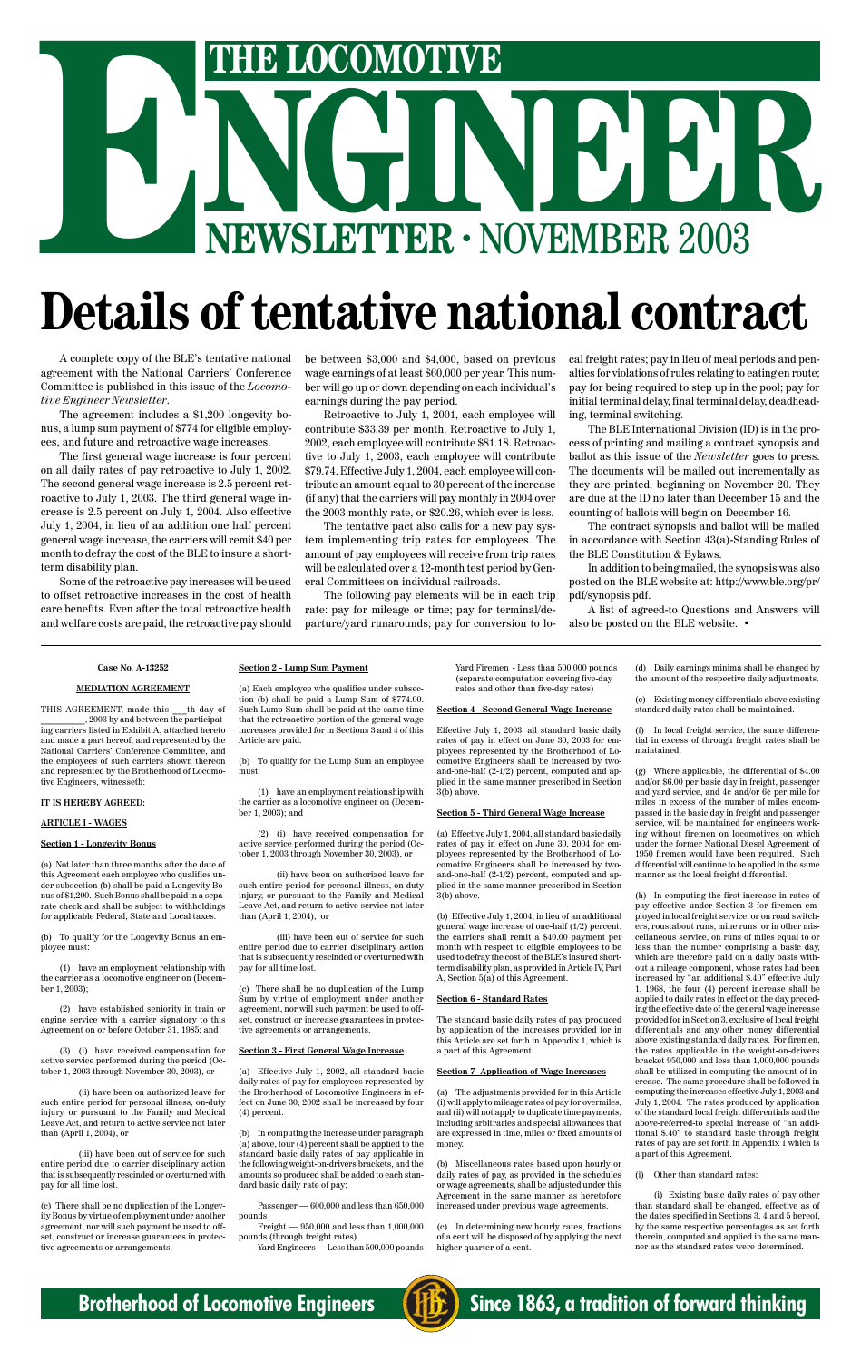# THE LOCOMOTIVE ENGINEER NEWSLETTER · NOVEMBER 2003

# Details of tentative national contract

A complete copy of the BLE's tentative national agreement with the National Carriers' Conference Committee is published in this issue of the *Locomotive Engineer Newsletter*.

The agreement includes a $1,200 longevity bonus, a lump sum payment of $774 for eligible employees, and future and retroactive wage increases.

The first general wage increase is four percent on all daily rates of pay retroactive to July 1, 2002. The second general wage increase is 2.5 percent retroactive to July 1, 2003. The third general wage increase is 2.5 percent on July 1, 2004. Also effective July 1, 2004, in lieu of an addition one half percent general wage increase, the carriers will remit $40 per month to defray the cost of the BLE to insure a short-term disability plan.

Some of the retroactive pay increases will be used to offset retroactive increases in the cost of health care benefits. Even after the total retroactive health and welfare costs are paid, the retroactive pay should be between $3,000 and $4,000, based on previous wage earnings of at least $60,000 per year. This number will go up or down depending on each individual's earnings during the pay period.

Retroactive to July 1, 2001, each employee will contribute $33.39 per month. Retroactive to July 1, 2002, each employee will contribute $81.18. Retroactive to July 1, 2003, each employee will contribute $79.74. Effective July 1, 2004, each employee will contribute an amount equal to 30 percent of the increase (if any) that the carriers will pay monthly in 2004 over the 2003 monthly rate, or $20.26, which ever is less.

The tentative pact also calls for a new pay system implementing trip rates for employees. The amount of pay employees will receive from trip rates will be calculated over a 12-month test period by General Committees on individual railroads.

The following pay elements will be in each trip rate: pay for mileage or time; pay for terminal/departure/yard runarounds; pay for conversion to local freight rates; pay in lieu of meal periods and penalties for violations of rules relating to eating en route; pay for being required to step up in the pool; pay for initial terminal delay, final terminal delay, deadheading, terminal switching.

The BLE International Division (ID) is in the process of printing and mailing a contract synopsis and ballot as this issue of the *Newsletter* goes to press. The documents will be mailed out incrementally as they are printed, beginning on November 20. They are due at the ID no later than December 15 and the counting of ballots will begin on December 16.

The contract synopsis and ballot will be mailed in accordance with Section 43(a)-Standing Rules of the BLE Constitution & Bylaws.

In addition to being mailed, the synopsis was also posted on the BLE website at: http://www.ble.org/pr/pdf/synopsis.pdf.

A list of agreed-to Questions and Answers will also be posted on the BLE website. •

---

**Case No. A-13252**

**MEDIATION AGREEMENT**

THIS AGREEMENT, made this ___th day of __________, 2003 by and between the participating carriers listed in Exhibit A, attached hereto and made a part hereof, and represented by the National Carriers' Conference Committee, and the employees of such carriers shown thereon and represented by the Brotherhood of Locomotive Engineers, witnesseth:

**IT IS HEREBY AGREED:**

**ARTICLE I - WAGES**

**Section 1 - Longevity Bonus**

(a) Not later than three months after the date of this Agreement each employee who qualifies under subsection (b) shall be paid a Longevity Bonus of $1,200. Such Bonus shall be paid in a separate check and shall be subject to withholdings for applicable Federal, State and Local taxes.

(b) To qualify for the Longevity Bonus an employee must:

(1) have an employment relationship with the carrier as a locomotive engineer on (December 1, 2003);

(2) have established seniority in train or engine service with a carrier signatory to this Agreement on or before October 31, 1985; and

(3) (i) have received compensation for active service performed during the period (October 1, 2003 through November 30, 2003), or

(ii) have been on authorized leave for such entire period for personal illness, on-duty injury, or pursuant to the Family and Medical Leave Act, and return to active service not later than (April 1, 2004), or

(iii) have been out of service for such entire period due to carrier disciplinary action that is subsequently rescinded or overturned with pay for all time lost.

(c) There shall be no duplication of the Longevity Bonus by virtue of employment under another agreement, nor will such payment be used to offset, construct or increase guarantees in protective agreements or arrangements.

**Section 2 - Lump Sum Payment**

(a) Each employee who qualifies under subsection (b) shall be paid a Lump Sum of $774.00. Such Lump Sum shall be paid at the same time that the retroactive portion of the general wage increases provided for in Sections 3 and 4 of this Article are paid.

(b) To qualify for the Lump Sum an employee must:

(1) have an employment relationship with the carrier as a locomotive engineer on (December 1, 2003); and

(2) (i) have received compensation for active service performed during the period (October 1, 2003 through November 30, 2003), or

(ii) have been on authorized leave for such entire period for personal illness, on-duty injury, or pursuant to the Family and Medical Leave Act, and return to active service not later than (April 1, 2004), or

(iii) have been out of service for such entire period due to carrier disciplinary action that is subsequently rescinded or overturned with pay for all time lost.

(c) There shall be no duplication of the Lump Sum by virtue of employment under another agreement, nor will such payment be used to offset, construct or increase guarantees in protective agreements or arrangements.

**Section 3 - First General Wage Increase**

(a) Effective July 1, 2002, all standard basic daily rates of pay for employees represented by the Brotherhood of Locomotive Engineers in effect on June 30, 2002 shall be increased by four (4) percent.

(b) In computing the increase under paragraph (a) above, four (4) percent shall be applied to the standard basic daily rates of pay applicable in the following weight-on-drivers brackets, and the amounts so produced shall be added to each standard basic daily rate of pay:

Passenger — 600,000 and less than 650,000 pounds

Freight — 950,000 and less than 1,000,000 pounds (through freight rates)

Yard Engineers — Less than 500,000 pounds

Yard Firemen - Less than 500,000 pounds (separate computation covering five-day rates and other than five-day rates)

**Section 4 - Second General Wage Increase**

Effective July 1, 2003, all standard basic daily rates of pay in effect on June 30, 2003 for employees represented by the Brotherhood of Locomotive Engineers shall be increased by two-and-one-half (2-1/2) percent, computed and applied in the same manner prescribed in Section 3(b) above.

**Section 5 - Third General Wage Increase**

(a) Effective July 1, 2004, all standard basic daily rates of pay in effect on June 30, 2004 for employees represented by the Brotherhood of Locomotive Engineers shall be increased by two-and-one-half (2-1/2) percent, computed and applied in the same manner prescribed in Section 3(b) above.

(b) Effective July 1, 2004, in lieu of an additional general wage increase of one-half (1/2) percent, the carriers shall remit a $40.00 payment per month with respect to eligible employees to be used to defray the cost of the BLE's insured short-term disability plan, as provided in Article IV, Part A, Section 5(a) of this Agreement.

**Section 6 - Standard Rates**

The standard basic daily rates of pay produced by application of the increases provided for in this Article are set forth in Appendix 1, which is a part of this Agreement.

**Section 7- Application of Wage Increases**

(a) The adjustments provided for in this Article (i) will apply to mileage rates of pay for overmiles, and (ii) will not apply to duplicate time payments, including arbitraries and special allowances that are expressed in time, miles or fixed amounts of money.

(b) Miscellaneous rates based upon hourly or daily rates of pay, as provided in the schedules or wage agreements, shall be adjusted under this Agreement in the same manner as heretofore increased under previous wage agreements.

(c) In determining new hourly rates, fractions of a cent will be disposed of by applying the next higher quarter of a cent.

(d) Daily earnings minima shall be changed by the amount of the respective daily adjustments.

(e) Existing money differentials above existing standard daily rates shall be maintained.

(f) In local freight service, the same differential in excess of through freight rates shall be maintained.

(g) Where applicable, the differential of $4.00 and/or $6.00 per basic day in freight, passenger and yard service, and 4¢ and/or 6¢ per mile for miles in excess of the number of miles encompassed in the basic day in freight and passenger service, will be maintained for engineers working without firemen on locomotives on which under the former National Diesel Agreement of 1950 firemen would have been required. Such differential will continue to be applied in the same manner as the local freight differential.

(h) In computing the first increase in rates of pay effective under Section 3 for firemen employed in local freight service, or on road switchers, roustabout runs, mine runs, or in other miscellaneous service, on runs of miles equal to or less than the number comprising a basic day, which are therefore paid on a daily basis without a mileage component, whose rates had been increased by "an additional $.40" effective July 1, 1968, the four (4) percent increase shall be applied to daily rates in effect on the day preceding the effective date of the general wage increase provided for in Section 3, exclusive of local freight differentials and any other money differential above existing standard daily rates. For firemen, the rates applicable in the weight-on-drivers bracket 950,000 and less than 1,000,000 pounds shall be utilized in computing the amount of increase. The same procedure shall be followed in computing the increases effective July 1, 2003 and July 1, 2004. The rates produced by application of the standard local freight differentials and the above-referred-to special increase of "an additional $.40" to standard basic through freight rates of pay are set forth in Appendix 1 which is a part of this Agreement.

(i) Other than standard rates:

(i) Existing basic daily rates of pay other than standard shall be changed, effective as of the dates specified in Sections 3, 4 and 5 hereof, by the same respective percentages as set forth therein, computed and applied in the same manner as the standard rates were determined.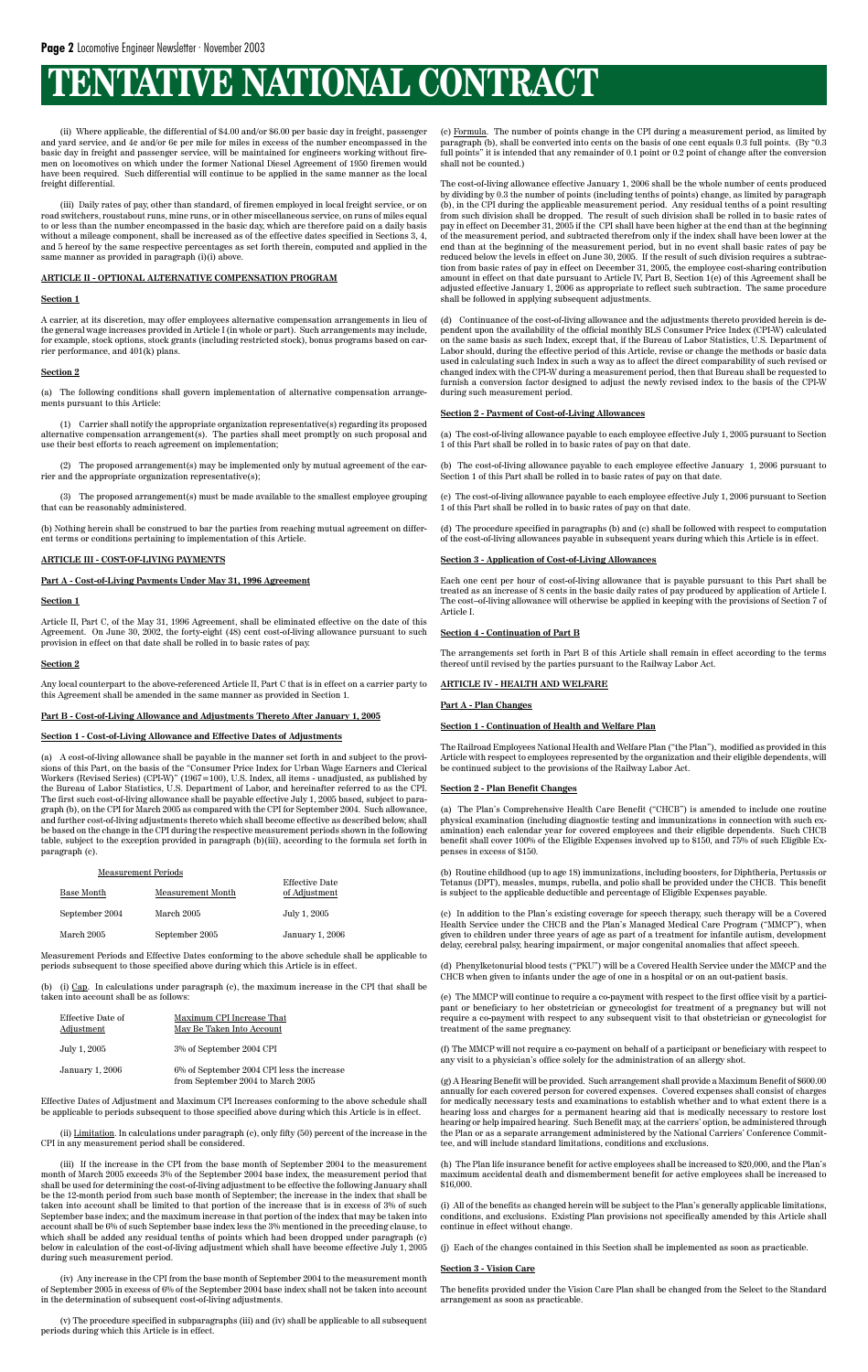# TENTATIVE NATIONAL CONTRACT

(ii) Where applicable, the differential of $4.00 and/or $6.00 per basic day in freight, passenger and yard service, and 4¢ and/or 6¢ per mile for miles in excess of the number encompassed in the basic day in freight and passenger service, will be maintained for engineers working without firemen on locomotives on which under the former National Diesel Agreement of 1950 firemen would have been required. Such differential will continue to be applied in the same manner as the local freight differential.

(iii) Daily rates of pay, other than standard, of firemen employed in local freight service, or on road switchers, roustabout runs, mine runs, or in other miscellaneous service, on runs of miles equal to or less than the number encompassed in the basic day, which are therefore paid on a daily basis without a mileage component, shall be increased as of the effective dates specified in Sections 3, 4, and 5 hereof by the same respective percentages as set forth therein, computed and applied in the same manner as provided in paragraph (i)(i) above.

## ARTICLE II - OPTIONAL ALTERNATIVE COMPENSATION PROGRAM

### Section 1

A carrier, at its discretion, may offer employees alternative compensation arrangements in lieu of the general wage increases provided in Article I (in whole or part). Such arrangements may include, for example, stock options, stock grants (including restricted stock), bonus programs based on carrier performance, and 401(k) plans.

### Section 2

(a) The following conditions shall govern implementation of alternative compensation arrangements pursuant to this Article:

(1) Carrier shall notify the appropriate organization representative(s) regarding its proposed alternative compensation arrangement(s). The parties shall meet promptly on such proposal and use their best efforts to reach agreement on implementation;

(2) The proposed arrangement(s) may be implemented only by mutual agreement of the carrier and the appropriate organization representative(s);

(3) The proposed arrangement(s) must be made available to the smallest employee grouping that can be reasonably administered.

(b) Nothing herein shall be construed to bar the parties from reaching mutual agreement on different terms or conditions pertaining to implementation of this Article.

## ARTICLE III - COST-OF-LIVING PAYMENTS

### Part A - Cost-of-Living Payments Under May 31, 1996 Agreement

### Section 1

Article II, Part C, of the May 31, 1996 Agreement, shall be eliminated effective on the date of this Agreement. On June 30, 2002, the forty-eight (48) cent cost-of-living allowance pursuant to such provision in effect on that date shall be rolled in to basic rates of pay.

### Section 2

Any local counterpart to the above-referenced Article II, Part C that is in effect on a carrier party to this Agreement shall be amended in the same manner as provided in Section 1.

### Part B - Cost-of-Living Allowance and Adjustments Thereto After January 1, 2005

### Section 1 - Cost-of-Living Allowance and Effective Dates of Adjustments

(a) A cost-of-living allowance shall be payable in the manner set forth in and subject to the provisions of this Part, on the basis of the "Consumer Price Index for Urban Wage Earners and Clerical Workers (Revised Series) (CPI-W)" (1967=100), U.S. Index, all items - unadjusted, as published by the Bureau of Labor Statistics, U.S. Department of Labor, and hereinafter referred to as the CPI. The first such cost-of-living allowance shall be payable effective July 1, 2005 based, subject to paragraph (b), on the CPI for March 2005 as compared with the CPI for September 2004. Such allowance, and further cost-of-living adjustments thereto which shall become effective as described below, shall be based on the change in the CPI during the respective measurement periods shown in the following table, subject to the exception provided in paragraph (b)(iii), according to the formula set forth in paragraph (c).

| Measurement Periods | | |
|---|---|---|
| Base Month | Measurement Month | Effective Date of Adjustment |
| September 2004 | March 2005 | July 1, 2005 |
| March 2005 | September 2005 | January 1, 2006 |

Measurement Periods and Effective Dates conforming to the above schedule shall be applicable to periods subsequent to those specified above during which this Article is in effect.

(b) (i) Cap. In calculations under paragraph (c), the maximum increase in the CPI that shall be taken into account shall be as follows:

| Effective Date of Adjustment | Maximum CPI Increase That May Be Taken Into Account |
|---|---|
| July 1, 2005 | 3% of September 2004 CPI |
| January 1, 2006 | 6% of September 2004 CPI less the increase from September 2004 to March 2005 |

Effective Dates of Adjustment and Maximum CPI Increases conforming to the above schedule shall be applicable to periods subsequent to those specified above during which this Article is in effect.

(ii) Limitation. In calculations under paragraph (c), only fifty (50) percent of the increase in the CPI in any measurement period shall be considered.

(iii) If the increase in the CPI from the base month of September 2004 to the measurement month of March 2005 exceeds 3% of the September 2004 base index, the measurement period that shall be used for determining the cost-of-living adjustment to be effective the following January shall be the 12-month period from such base month of September; the increase in the index that shall be taken into account shall be limited to that portion of the increase that is in excess of 3% of such September base index; and the maximum increase in that portion of the index that may be taken into account shall be 6% of such September base index less the 3% mentioned in the preceding clause, to which shall be added any residual tenths of points which had been dropped under paragraph (c) below in calculation of the cost-of-living adjustment which shall have become effective July 1, 2005 during such measurement period.

(iv) Any increase in the CPI from the base month of September 2004 to the measurement month of September 2005 in excess of 6% of the September 2004 base index shall not be taken into account in the determination of subsequent cost-of-living adjustments.

(v) The procedure specified in subparagraphs (iii) and (iv) shall be applicable to all subsequent periods during which this Article is in effect.

(c) Formula. The number of points change in the CPI during a measurement period, as limited by paragraph (b), shall be converted into cents on the basis of one cent equals 0.3 full points. (By "0.3 full points" it is intended that any remainder of 0.1 point or 0.2 point of change after the conversion shall not be counted.)

The cost-of-living allowance effective January 1, 2006 shall be the whole number of cents produced by dividing by 0.3 the number of points (including tenths of points) change, as limited by paragraph (b), in the CPI during the applicable measurement period. Any residual tenths of a point resulting from such division shall be dropped. The result of such division shall be rolled in to basic rates of pay in effect on December 31, 2005 if the CPI shall have been higher at the end than at the beginning of the measurement period, and subtracted therefrom only if the index shall have been lower at the end than at the beginning of the measurement period, but in no event shall basic rates of pay be reduced below the levels in effect on June 30, 2005. If the result of such division requires a subtraction from basic rates of pay in effect on December 31, 2005, the employee cost-sharing contribution amount in effect on that date pursuant to Article IV, Part B, Section 1(e) of this Agreement shall be adjusted effective January 1, 2006 as appropriate to reflect such subtraction. The same procedure shall be followed in applying subsequent adjustments.

(d) Continuance of the cost-of-living allowance and the adjustments thereto provided herein is dependent upon the availability of the official monthly BLS Consumer Price Index (CPI-W) calculated on the same basis as such Index, except that, if the Bureau of Labor Statistics, U.S. Department of Labor should, during the effective period of this Article, revise or change the methods or basic data used in calculating such Index in such a way as to affect the direct comparability of such revised or changed index with the CPI-W during a measurement period, then that Bureau shall be requested to furnish a conversion factor designed to adjust the newly revised index to the basis of the CPI-W during such measurement period.

### Section 2 - Payment of Cost-of-Living Allowances

(a) The cost-of-living allowance payable to each employee effective July 1, 2005 pursuant to Section 1 of this Part shall be rolled in to basic rates of pay on that date.

(b) The cost-of-living allowance payable to each employee effective January 1, 2006 pursuant to Section 1 of this Part shall be rolled in to basic rates of pay on that date.

(c) The cost-of-living allowance payable to each employee effective July 1, 2006 pursuant to Section 1 of this Part shall be rolled in to basic rates of pay on that date.

(d) The procedure specified in paragraphs (b) and (c) shall be followed with respect to computation of the cost-of-living allowances payable in subsequent years during which this Article is in effect.

### Section 3 - Application of Cost-of-Living Allowances

Each one cent per hour of cost-of-living allowance that is payable pursuant to this Part shall be treated as an increase of 8 cents in the basic daily rates of pay produced by application of Article I. The cost--of-living allowance will otherwise be applied in keeping with the provisions of Section 7 of Article I.

### Section 4 - Continuation of Part B

The arrangements set forth in Part B of this Article shall remain in effect according to the terms thereof until revised by the parties pursuant to the Railway Labor Act.

## ARTICLE IV - HEALTH AND WELFARE

### Part A - Plan Changes

### Section 1 - Continuation of Health and Welfare Plan

The Railroad Employees National Health and Welfare Plan ("the Plan"), modified as provided in this Article with respect to employees represented by the organization and their eligible dependents, will be continued subject to the provisions of the Railway Labor Act.

### Section 2 - Plan Benefit Changes

(a) The Plan's Comprehensive Health Care Benefit ("CHCB") is amended to include one routine physical examination (including diagnostic testing and immunizations in connection with such examination) each calendar year for covered employees and their eligible dependents. Such CHCB benefit shall cover 100% of the Eligible Expenses involved up to $150, and 75% of such Eligible Expenses in excess of $150.

(b) Routine childhood (up to age 18) immunizations, including boosters, for Diphtheria, Pertussis or Tetanus (DPT), measles, mumps, rubella, and polio shall be provided under the CHCB. This benefit is subject to the applicable deductible and percentage of Eligible Expenses payable.

(c) In addition to the Plan's existing coverage for speech therapy, such therapy will be a Covered Health Service under the CHCB and the Plan's Managed Medical Care Program ("MMCP"), when given to children under three years of age as part of a treatment for infantile autism, development delay, cerebral palsy, hearing impairment, or major congenital anomalies that affect speech.

(d) Phenylketonurial blood tests ("PKU") will be a Covered Health Service under the MMCP and the CHCB when given to infants under the age of one in a hospital or on an out-patient basis.

(e) The MMCP will continue to require a co-payment with respect to the first office visit by a participant or beneficiary to her obstetrician or gynecologist for treatment of a pregnancy but will not require a co-payment with respect to any subsequent visit to that obstetrician or gynecologist for treatment of the same pregnancy.

(f) The MMCP will not require a co-payment on behalf of a participant or beneficiary with respect to any visit to a physician's office solely for the administration of an allergy shot.

(g) A Hearing Benefit will be provided. Such arrangement shall provide a Maximum Benefit of $600.00 annually for each covered person for covered expenses. Covered expenses shall consist of charges for medically necessary tests and examinations to establish whether and to what extent there is a hearing loss and charges for a permanent hearing aid that is medically necessary to restore lost hearing or help impaired hearing. Such Benefit may, at the carriers' option, be administered through the Plan or as a separate arrangement administered by the National Carriers' Conference Committee, and will include standard limitations, conditions and exclusions.

(h) The Plan life insurance benefit for active employees shall be increased to $20,000, and the Plan's maximum accidental death and dismemberment benefit for active employees shall be increased to $16,000.

(i) All of the benefits as changed herein will be subject to the Plan's generally applicable limitations, conditions, and exclusions. Existing Plan provisions not specifically amended by this Article shall continue in effect without change.

(j) Each of the changes contained in this Section shall be implemented as soon as practicable.

### Section 3 - Vision Care

The benefits provided under the Vision Care Plan shall be changed from the Select to the Standard arrangement as soon as practicable.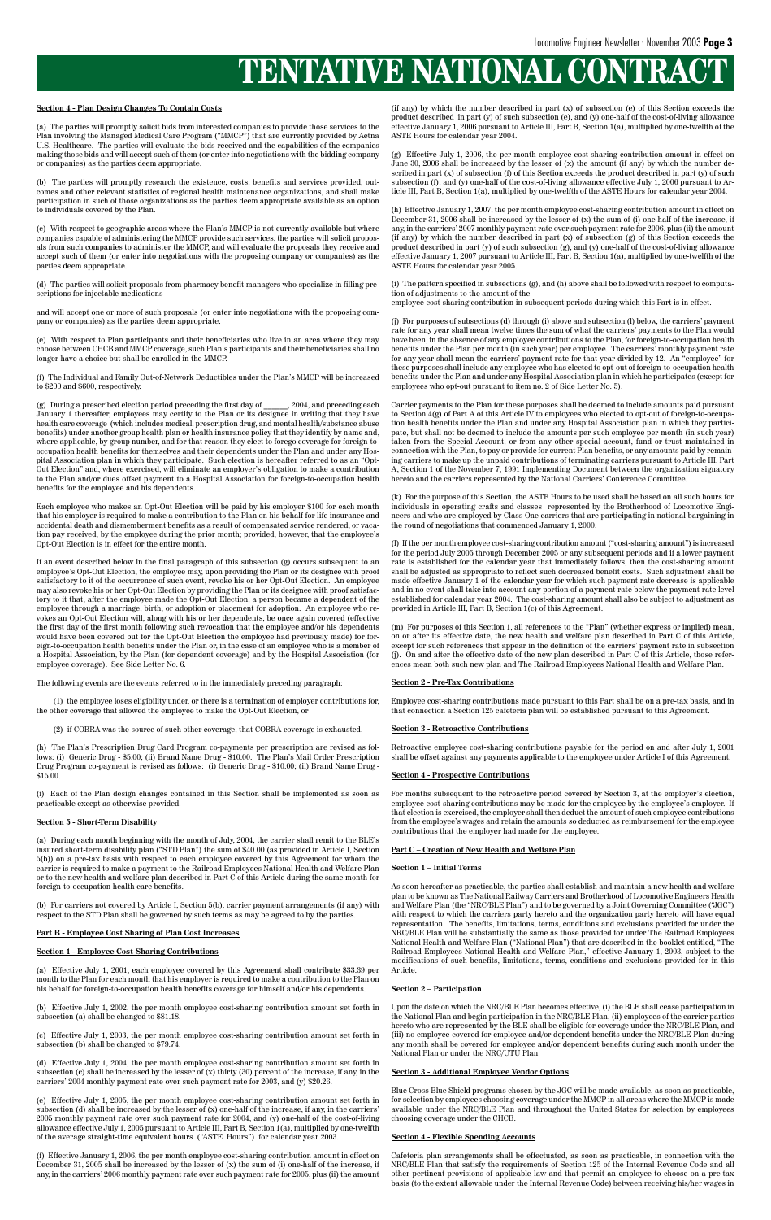# TENTATIVE NATIONAL CONTRACT

**Section 4 - Plan Design Changes To Contain Costs**

(a) The parties will promptly solicit bids from interested companies to provide those services to the Plan involving the Managed Medical Care Program ("MMCP") that are currently provided by Aetna U.S. Healthcare. The parties will evaluate the bids received and the capabilities of the companies making those bids and will accept such of them (or enter into negotiations with the bidding company or companies) as the parties deem appropriate.

(b) The parties will promptly research the existence, costs, benefits and services provided, outcomes and other relevant statistics of regional health maintenance organizations, and shall make participation in such of those organizations as the parties deem appropriate available as an option to individuals covered by the Plan.

(c) With respect to geographic areas where the Plan's MMCP is not currently available but where companies capable of administering the MMCP provide such services, the parties will solicit proposals from such companies to administer the MMCP, and will evaluate the proposals they receive and accept such of them (or enter into negotiations with the proposing company or companies) as the parties deem appropriate.

(d) The parties will solicit proposals from pharmacy benefit managers who specialize in filling prescriptions for injectable medications

and will accept one or more of such proposals (or enter into negotiations with the proposing company or companies) as the parties deem appropriate.

(e) With respect to Plan participants and their beneficiaries who live in an area where they may choose between CHCB and MMCP coverage, such Plan's participants and their beneficiaries shall no longer have a choice but shall be enrolled in the MMCP.

(f) The Individual and Family Out-of-Network Deductibles under the Plan's MMCP will be increased to $200 and $600, respectively.

(g) During a prescribed election period preceding the first day of ______, 2004, and preceding each January 1 thereafter, employees may certify to the Plan or its designee in writing that they have health care coverage (which includes medical, prescription drug, and mental health/substance abuse benefits) under another group health plan or health insurance policy that they identify by name and, where applicable, by group number, and for that reason they elect to forego coverage for foreign-to-occupation health benefits for themselves and their dependents under the Plan and under any Hospital Association plan in which they participate. Such election is hereafter referred to as an "Opt-Out Election" and, where exercised, will eliminate an employer's obligation to make a contribution to the Plan and/or dues offset payment to a Hospital Association for foreign-to-occupation health benefits for the employee and his dependents.

Each employee who makes an Opt-Out Election will be paid by his employer $100 for each month that his employer is required to make a contribution to the Plan on his behalf for life insurance and accidental death and dismemberment benefits as a result of compensated service rendered, or vacation pay received, by the employee during the prior month; provided, however, that the employee's Opt-Out Election is in effect for the entire month.

If an event described below in the final paragraph of this subsection (g) occurs subsequent to an employee's Opt-Out Election, the employee may, upon providing the Plan or its designee with proof satisfactory to it of the occurrence of such event, revoke his or her Opt-Out Election. An employee may also revoke his or her Opt-Out Election by providing the Plan or its designee with proof satisfactory to it that, after the employee made the Opt-Out Election, a person became a dependent of the employee through a marriage, birth, or adoption or placement for adoption. An employee who revokes an Opt-Out Election will, along with his or her dependents, be once again covered (effective the first day of the first month following such revocation that the employee and/or his dependents would have been covered but for the Opt-Out Election the employee had previously made) for foreign-to-occupation health benefits under the Plan or, in the case of an employee who is a member of a Hospital Association, by the Plan (for dependent coverage) and by the Hospital Association (for employee coverage). See Side Letter No. 6.

The following events are the events referred to in the immediately preceding paragraph:

(1) the employee loses eligibility under, or there is a termination of employer contributions for, the other coverage that allowed the employee to make the Opt-Out Election, or

(2) if COBRA was the source of such other coverage, that COBRA coverage is exhausted.

(h) The Plan's Prescription Drug Card Program co-payments per prescription are revised as follows: (i) Generic Drug - $5.00; (ii) Brand Name Drug - $10.00. The Plan's Mail Order Prescription Drug Program co-payment is revised as follows: (i) Generic Drug - $10.00; (ii) Brand Name Drug - $15.00.

(i) Each of the Plan design changes contained in this Section shall be implemented as soon as practicable except as otherwise provided.

**Section 5 - Short-Term Disability**

(a) During each month beginning with the month of July, 2004, the carrier shall remit to the BLE's insured short-term disability plan ("STD Plan") the sum of $40.00 (as provided in Article I, Section 5(b)) on a pre-tax basis with respect to each employee covered by this Agreement for whom the carrier is required to make a payment to the Railroad Employees National Health and Welfare Plan or to the new health and welfare plan described in Part C of this Article during the same month for foreign-to-occupation health care benefits.

(b) For carriers not covered by Article I, Section 5(b), carrier payment arrangements (if any) with respect to the STD Plan shall be governed by such terms as may be agreed to by the parties.

**Part B - Employee Cost Sharing of Plan Cost Increases**

**Section 1 - Employee Cost-Sharing Contributions**

(a) Effective July 1, 2001, each employee covered by this Agreement shall contribute $33.39 per month to the Plan for each month that his employer is required to make a contribution to the Plan on his behalf for foreign-to-occupation health benefits coverage for himself and/or his dependents.

(b) Effective July 1, 2002, the per month employee cost-sharing contribution amount set forth in subsection (a) shall be changed to $81.18.

(c) Effective July 1, 2003, the per month employee cost-sharing contribution amount set forth in subsection (b) shall be changed to $79.74.

(d) Effective July 1, 2004, the per month employee cost-sharing contribution amount set forth in subsection (c) shall be increased by the lesser of (x) thirty (30) percent of the increase, if any, in the carriers' 2004 monthly payment rate over such payment rate for 2003, and (y) $20.26.

(e) Effective July 1, 2005, the per month employee cost-sharing contribution amount set forth in subsection (d) shall be increased by the lesser of (x) one-half of the increase, if any, in the carriers' 2005 monthly payment rate over such payment rate for 2004, and (y) one-half of the cost-of-living allowance effective July 1, 2005 pursuant to Article III, Part B, Section 1(a), multiplied by one-twelfth of the average straight-time equivalent hours ("ASTE Hours") for calendar year 2003.

(f) Effective January 1, 2006, the per month employee cost-sharing contribution amount in effect on December 31, 2005 shall be increased by the lesser of (x) the sum of (i) one-half of the increase, if any, in the carriers' 2006 monthly payment rate over such payment rate for 2005, plus (ii) the amount (if any) by which the number described in part (x) of subsection (e) of this Section exceeds the product described in part (y) of such subsection (e), and (y) one-half of the cost-of-living allowance effective January 1, 2006 pursuant to Article III, Part B, Section 1(a), multiplied by one-twelfth of the ASTE Hours for calendar year 2004.

(g) Effective July 1, 2006, the per month employee cost-sharing contribution amount in effect on June 30, 2006 shall be increased by the lesser of (x) the amount (if any) by which the number described in part (x) of subsection (f) of this Section exceeds the product described in part (y) of such subsection (f), and (y) one-half of the cost-of-living allowance effective July 1, 2006 pursuant to Article III, Part B, Section 1(a), multiplied by one-twelfth of the ASTE Hours for calendar year 2004.

(h) Effective January 1, 2007, the per month employee cost-sharing contribution amount in effect on December 31, 2006 shall be increased by the lesser of (x) the sum of (i) one-half of the increase, if any, in the carriers' 2007 monthly payment rate over such payment rate for 2006, plus (ii) the amount (if any) by which the number described in part (x) of subsection (g) of this Section exceeds the product described in part (y) of such subsection (g), and (y) one-half of the cost-of-living allowance effective January 1, 2007 pursuant to Article III, Part B, Section 1(a), multiplied by one-twelfth of the ASTE Hours for calendar year 2005.

(i) The pattern specified in subsections (g), and (h) above shall be followed with respect to computation of adjustments to the amount of the
employee cost sharing contribution in subsequent periods during which this Part is in effect.

(j) For purposes of subsections (d) through (i) above and subsection (l) below, the carriers' payment rate for any year shall mean twelve times the sum of what the carriers' payments to the Plan would have been, in the absence of any employee contributions to the Plan, for foreign-to-occupation health benefits under the Plan per month (in such year) per employee. The carriers' monthly payment rate for any year shall mean the carriers' payment rate for that year divided by 12. An "employee" for these purposes shall include any employee who has elected to opt-out of foreign-to-occupation health benefits under the Plan and under any Hospital Association plan in which he participates (except for employees who opt-out pursuant to item no. 2 of Side Letter No. 5).

Carrier payments to the Plan for these purposes shall be deemed to include amounts paid pursuant to Section 4(g) of Part A of this Article IV to employees who elected to opt-out of foreign-to-occupation health benefits under the Plan and under any Hospital Association plan in which they participate, but shall not be deemed to include the amounts per such employee per month (in such year) taken from the Special Account, or from any other special account, fund or trust maintained in connection with the Plan, to pay or provide for current Plan benefits, or any amounts paid by remaining carriers to make up the unpaid contributions of terminating carriers pursuant to Article III, Part A, Section 1 of the November 7, 1991 Implementing Document between the organization signatory hereto and the carriers represented by the National Carriers' Conference Committee.

(k) For the purpose of this Section, the ASTE Hours to be used shall be based on all such hours for individuals in operating crafts and classes represented by the Brotherhood of Locomotive Engineers and who are employed by Class One carriers that are participating in national bargaining in the round of negotiations that commenced January 1, 2000.

(l) If the per month employee cost-sharing contribution amount ("cost-sharing amount") is increased for the period July 2005 through December 2005 or any subsequent periods and if a lower payment rate is established for the calendar year that immediately follows, then the cost-sharing amount shall be adjusted as appropriate to reflect such decreased benefit costs. Such adjustment shall be made effective January 1 of the calendar year for which such payment rate decrease is applicable and in no event shall take into account any portion of a payment rate below the payment rate level established for calendar year 2004. The cost-sharing amount shall also be subject to adjustment as provided in Article III, Part B, Section 1(c) of this Agreement.

(m) For purposes of this Section 1, all references to the "Plan" (whether express or implied) mean, on or after its effective date, the new health and welfare plan described in Part C of this Article, except for such references that appear in the definition of the carriers' payment rate in subsection (j). On and after the effective date of the new plan described in Part C of this Article, those references mean both such new plan and The Railroad Employees National Health and Welfare Plan.

**Section 2 - Pre-Tax Contributions**

Employee cost-sharing contributions made pursuant to this Part shall be on a pre-tax basis, and in that connection a Section 125 cafeteria plan will be established pursuant to this Agreement.

**Section 3 - Retroactive Contributions**

Retroactive employee cost-sharing contributions payable for the period on and after July 1, 2001 shall be offset against any payments applicable to the employee under Article I of this Agreement.

**Section 4 - Prospective Contributions**

For months subsequent to the retroactive period covered by Section 3, at the employer's election, employee cost-sharing contributions may be made for the employee by the employee's employer. If that election is exercised, the employer shall then deduct the amount of such employee contributions from the employee's wages and retain the amounts so deducted as reimbursement for the employee contributions that the employer had made for the employee.

**Part C – Creation of New Health and Welfare Plan**

**Section 1 – Initial Terms**

As soon hereafter as practicable, the parties shall establish and maintain a new health and welfare plan to be known as The National Railway Carriers and Brotherhood of Locomotive Engineers Health and Welfare Plan (the "NRC/BLE Plan") and to be governed by a Joint Governing Committee ("JGC") with respect to which the carriers party hereto and the organization party hereto will have equal representation. The benefits, limitations, terms, conditions and exclusions provided for under the NRC/BLE Plan will be substantially the same as those provided for under The Railroad Employees National Health and Welfare Plan ("National Plan") that are described in the booklet entitled, "The Railroad Employees National Health and Welfare Plan," effective January 1, 2003, subject to the modifications of such benefits, limitations, terms, conditions and exclusions provided for in this Article.

**Section 2 – Participation**

Upon the date on which the NRC/BLE Plan becomes effective, (i) the BLE shall cease participation in the National Plan and begin participation in the NRC/BLE Plan, (ii) employees of the carrier parties hereto who are represented by the BLE shall be eligible for coverage under the NRC/BLE Plan, and (iii) no employee covered for employee and/or dependent benefits under the NRC/BLE Plan during any month shall be covered for employee and/or dependent benefits during such month under the National Plan or under the NRC/UTU Plan.

**Section 3 - Additional Employee Vendor Options**

Blue Cross Blue Shield programs chosen by the JGC will be made available, as soon as practicable, for selection by employees choosing coverage under the MMCP in all areas where the MMCP is made available under the NRC/BLE Plan and throughout the United States for selection by employees choosing coverage under the CHCB.

**Section 4 - Flexible Spending Accounts**

Cafeteria plan arrangements shall be effectuated, as soon as practicable, in connection with the NRC/BLE Plan that satisfy the requirements of Section 125 of the Internal Revenue Code and all other pertinent provisions of applicable law and that permit an employee to choose on a pre-tax basis (to the extent allowable under the Internal Revenue Code) between receiving his/her wages in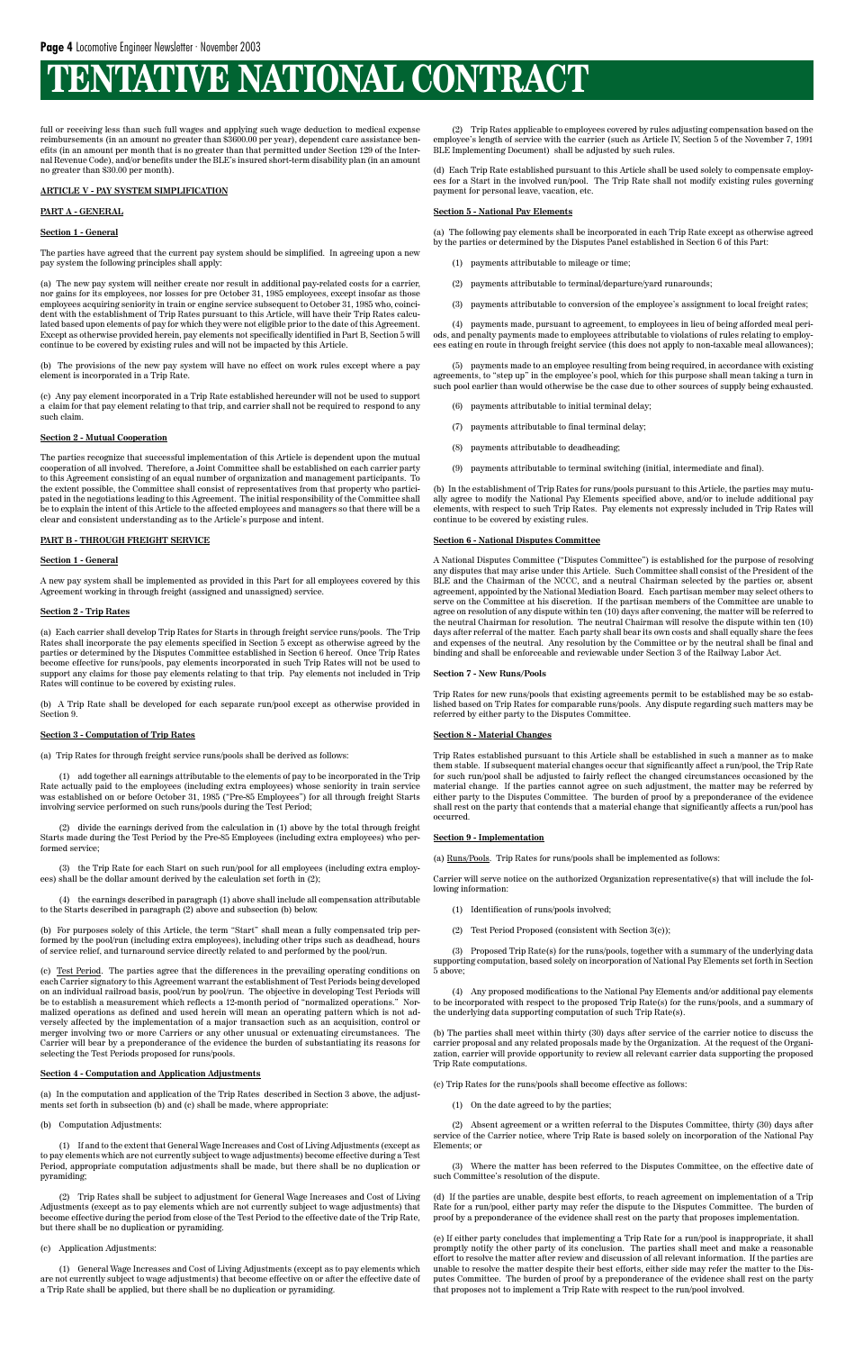# TENTATIVE NATIONAL CONTRACT

full or receiving less than such full wages and applying such wage deduction to medical expense reimbursements (in an amount no greater than $3600.00 per year), dependent care assistance benefits (in an amount per month that is no greater than that permitted under Section 129 of the Internal Revenue Code), and/or benefits under the BLE's insured short-term disability plan (in an amount no greater than $30.00 per month).

**ARTICLE V - PAY SYSTEM SIMPLIFICATION**

**PART A - GENERAL**

**Section 1 - General**

The parties have agreed that the current pay system should be simplified. In agreeing upon a new pay system the following principles shall apply:

(a) The new pay system will neither create nor result in additional pay-related costs for a carrier, nor gains for its employees, nor losses for pre October 31, 1985 employees, except insofar as those employees acquiring seniority in train or engine service subsequent to October 31, 1985 who, coincident with the establishment of Trip Rates pursuant to this Article, will have their Trip Rates calculated based upon elements of pay for which they were not eligible prior to the date of this Agreement. Except as otherwise provided herein, pay elements not specifically identified in Part B, Section 5 will continue to be covered by existing rules and will not be impacted by this Article.

(b) The provisions of the new pay system will have no effect on work rules except where a pay element is incorporated in a Trip Rate.

(c) Any pay element incorporated in a Trip Rate established hereunder will not be used to support a claim for that pay element relating to that trip, and carrier shall not be required to respond to any such claim.

**Section 2 - Mutual Cooperation**

The parties recognize that successful implementation of this Article is dependent upon the mutual cooperation of all involved. Therefore, a Joint Committee shall be established on each carrier party to this Agreement consisting of an equal number of organization and management participants. To the extent possible, the Committee shall consist of representatives from that property who participated in the negotiations leading to this Agreement. The initial responsibility of the Committee shall be to explain the intent of this Article to the affected employees and managers so that there will be a clear and consistent understanding as to the Article's purpose and intent.

**PART B - THROUGH FREIGHT SERVICE**

**Section 1 - General**

A new pay system shall be implemented as provided in this Part for all employees covered by this Agreement working in through freight (assigned and unassigned) service.

**Section 2 - Trip Rates**

(a) Each carrier shall develop Trip Rates for Starts in through freight service runs/pools. The Trip Rates shall incorporate the pay elements specified in Section 5 except as otherwise agreed by the parties or determined by the Disputes Committee established in Section 6 hereof. Once Trip Rates become effective for runs/pools, pay elements incorporated in such Trip Rates will not be used to support any claims for those pay elements relating to that trip. Pay elements not included in Trip Rates will continue to be covered by existing rules.

(b) A Trip Rate shall be developed for each separate run/pool except as otherwise provided in Section 9.

**Section 3 - Computation of Trip Rates**

(a) Trip Rates for through freight service runs/pools shall be derived as follows:

(1) add together all earnings attributable to the elements of pay to be incorporated in the Trip Rate actually paid to the employees (including extra employees) whose seniority in train service was established on or before October 31, 1985 ("Pre-85 Employees") for all through freight Starts involving service performed on such runs/pools during the Test Period;

(2) divide the earnings derived from the calculation in (1) above by the total through freight Starts made during the Test Period by the Pre-85 Employees (including extra employees) who performed service;

(3) the Trip Rate for each Start on such run/pool for all employees (including extra employees) shall be the dollar amount derived by the calculation set forth in (2);

(4) the earnings described in paragraph (1) above shall include all compensation attributable to the Starts described in paragraph (2) above and subsection (b) below.

(b) For purposes solely of this Article, the term "Start" shall mean a fully compensated trip performed by the pool/run (including extra employees), including other trips such as deadhead, hours of service relief, and turnaround service directly related to and performed by the pool/run.

(c) Test Period. The parties agree that the differences in the prevailing operating conditions on each Carrier signatory to this Agreement warrant the establishment of Test Periods being developed on an individual railroad basis, pool/run by pool/run. The objective in developing Test Periods will be to establish a measurement which reflects a 12-month period of "normalized operations." Normalized operations as defined and used herein will mean an operating pattern which is not adversely affected by the implementation of a major transaction such as an acquisition, control or merger involving two or more Carriers or any other unusual or extenuating circumstances. The Carrier will bear by a preponderance of the evidence the burden of substantiating its reasons for selecting the Test Periods proposed for runs/pools.

**Section 4 - Computation and Application Adjustments**

(a) In the computation and application of the Trip Rates described in Section 3 above, the adjustments set forth in subsection (b) and (c) shall be made, where appropriate:

(b) Computation Adjustments:

(1) If and to the extent that General Wage Increases and Cost of Living Adjustments (except as to pay elements which are not currently subject to wage adjustments) become effective during a Test Period, appropriate computation adjustments shall be made, but there shall be no duplication or pyramiding;

(2) Trip Rates shall be subject to adjustment for General Wage Increases and Cost of Living Adjustments (except as to pay elements which are not currently subject to wage adjustments) that become effective during the period from close of the Test Period to the effective date of the Trip Rate, but there shall be no duplication or pyramiding.

(c) Application Adjustments:

(1) General Wage Increases and Cost of Living Adjustments (except as to pay elements which are not currently subject to wage adjustments) that become effective on or after the effective date of a Trip Rate shall be applied, but there shall be no duplication or pyramiding.

(2) Trip Rates applicable to employees covered by rules adjusting compensation based on the employee's length of service with the carrier (such as Article IV, Section 5 of the November 7, 1991 BLE Implementing Document) shall be adjusted by such rules.

(d) Each Trip Rate established pursuant to this Article shall be used solely to compensate employees for a Start in the involved run/pool. The Trip Rate shall not modify existing rules governing payment for personal leave, vacation, etc.

**Section 5 - National Pay Elements**

(a) The following pay elements shall be incorporated in each Trip Rate except as otherwise agreed by the parties or determined by the Disputes Panel established in Section 6 of this Part:

(1) payments attributable to mileage or time;

(2) payments attributable to terminal/departure/yard runarounds;

(3) payments attributable to conversion of the employee's assignment to local freight rates;

(4) payments made, pursuant to agreement, to employees in lieu of being afforded meal periods, and penalty payments made to employees attributable to violations of rules relating to employees eating en route in through freight service (this does not apply to non-taxable meal allowances);

(5) payments made to an employee resulting from being required, in accordance with existing agreements, to "step up" in the employee's pool, which for this purpose shall mean taking a turn in such pool earlier than would otherwise be the case due to other sources of supply being exhausted.

(6) payments attributable to initial terminal delay;

(7) payments attributable to final terminal delay;

(8) payments attributable to deadheading;

(9) payments attributable to terminal switching (initial, intermediate and final).

(b) In the establishment of Trip Rates for runs/pools pursuant to this Article, the parties may mutually agree to modify the National Pay Elements specified above, and/or to include additional pay elements, with respect to such Trip Rates. Pay elements not expressly included in Trip Rates will continue to be covered by existing rules.

**Section 6 - National Disputes Committee**

A National Disputes Committee ("Disputes Committee") is established for the purpose of resolving any disputes that may arise under this Article. Such Committee shall consist of the President of the BLE and the Chairman of the NCCC, and a neutral Chairman selected by the parties or, absent agreement, appointed by the National Mediation Board. Each partisan member may select others to serve on the Committee at his discretion. If the partisan members of the Committee are unable to agree on resolution of any dispute within ten (10) days after convening, the matter will be referred to the neutral Chairman for resolution. The neutral Chairman will resolve the dispute within ten (10) days after referral of the matter. Each party shall bear its own costs and shall equally share the fees and expenses of the neutral. Any resolution by the Committee or by the neutral shall be final and binding and shall be enforceable and reviewable under Section 3 of the Railway Labor Act.

**Section 7 - New Runs/Pools**

Trip Rates for new runs/pools that existing agreements permit to be established may be so established based on Trip Rates for comparable runs/pools. Any dispute regarding such matters may be referred by either party to the Disputes Committee.

**Section 8 - Material Changes**

Trip Rates established pursuant to this Article shall be established in such a manner as to make them stable. If subsequent material changes occur that significantly affect a run/pool, the Trip Rate for such run/pool shall be adjusted to fairly reflect the changed circumstances occasioned by the material change. If the parties cannot agree on such adjustment, the matter may be referred by either party to the Disputes Committee. The burden of proof by a preponderance of the evidence shall rest on the party that contends that a material change that significantly affects a run/pool has occurred.

**Section 9 - Implementation**

(a) Runs/Pools. Trip Rates for runs/pools shall be implemented as follows:

Carrier will serve notice on the authorized Organization representative(s) that will include the following information:

(1) Identification of runs/pools involved;

(2) Test Period Proposed (consistent with Section 3(c));

(3) Proposed Trip Rate(s) for the runs/pools, together with a summary of the underlying data supporting computation, based solely on incorporation of National Pay Elements set forth in Section 5 above;

(4) Any proposed modifications to the National Pay Elements and/or additional pay elements to be incorporated with respect to the proposed Trip Rate(s) for the runs/pools, and a summary of the underlying data supporting computation of such Trip Rate(s).

(b) The parties shall meet within thirty (30) days after service of the carrier notice to discuss the carrier proposal and any related proposals made by the Organization. At the request of the Organization, carrier will provide opportunity to review all relevant carrier data supporting the proposed Trip Rate computations.

(c) Trip Rates for the runs/pools shall become effective as follows:

(1) On the date agreed to by the parties;

(2) Absent agreement or a written referral to the Disputes Committee, thirty (30) days after service of the Carrier notice, where Trip Rate is based solely on incorporation of the National Pay Elements; or

(3) Where the matter has been referred to the Disputes Committee, on the effective date of such Committee's resolution of the dispute.

(d) If the parties are unable, despite best efforts, to reach agreement on implementation of a Trip Rate for a run/pool, either party may refer the dispute to the Disputes Committee. The burden of proof by a preponderance of the evidence shall rest on the party that proposes implementation.

(e) If either party concludes that implementing a Trip Rate for a run/pool is inappropriate, it shall promptly notify the other party of its conclusion. The parties shall meet and make a reasonable effort to resolve the matter after review and discussion of all relevant information. If the parties are unable to resolve the matter despite their best efforts, either side may refer the matter to the Disputes Committee. The burden of proof by a preponderance of the evidence shall rest on the party that proposes not to implement a Trip Rate with respect to the run/pool involved.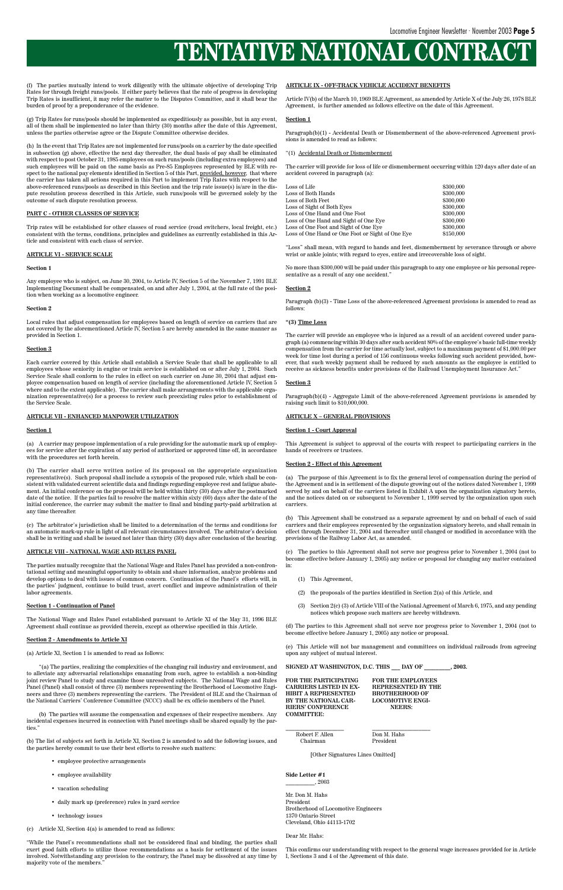# TENTATIVE NATIONAL CONTRACT

(f) The parties mutually intend to work diligently with the ultimate objective of developing Trip Rates for through freight runs/pools. If either party believes that the rate of progress in developing Trip Rates is insufficient, it may refer the matter to the Disputes Committee, and it shall bear the burden of proof by a preponderance of the evidence.

(g) Trip Rates for runs/pools should be implemented as expeditiously as possible, but in any event, all of them shall be implemented no later than thirty (30) months after the date of this Agreement, unless the parties otherwise agree or the Dispute Committee otherwise decides.

(h) In the event that Trip Rates are not implemented for runs/pools on a carrier by the date specified in subsection (g) above, effective the next day thereafter, the dual basis of pay shall be eliminated with respect to post October 31, 1985 employees on such runs/pools (including extra employees) and such employees will be paid on the same basis as Pre-85 Employees represented by BLE with respect to the national pay elements identified in Section 5 of this Part, provided, however, that where the carrier has taken all actions required in this Part to implement Trip Rates with respect to the above-referenced runs/pools as described in this Section and the trip rate issue(s) is/are in the dispute resolution process described in this Article, such runs/pools will be governed solely by the outcome of such dispute resolution process.

**PART C - OTHER CLASSES OF SERVICE**

Trip rates will be established for other classes of road service (road switchers, local freight, etc.) consistent with the terms, conditions, principles and guidelines as currently established in this Article and consistent with each class of service.

**ARTICLE VI - SERVICE SCALE**

**Section 1**

Any employee who is subject, on June 30, 2004, to Article IV, Section 5 of the November 7, 1991 BLE Implementing Document shall be compensated, on and after July 1, 2004, at the full rate of the position when working as a locomotive engineer.

**Section 2**

Local rules that adjust compensation for employees based on length of service on carriers that are not covered by the aforementioned Article IV, Section 5 are hereby amended in the same manner as provided in Section 1.

**Section 3**

Each carrier covered by this Article shall establish a Service Scale that shall be applicable to all employees whose seniority in engine or train service is established on or after July 1, 2004. Such Service Scale shall conform to the rules in effect on such carrier on June 30, 2004 that adjust employee compensation based on length of service (including the aforementioned Article IV, Section 5 where and to the extent applicable). The carrier shall make arrangements with the applicable organization representative(s) for a process to review such preexisting rules prior to establishment of the Service Scale.

**ARTICLE VII - ENHANCED MANPOWER UTILIZATION**

**Section 1**

(a) A carrier may propose implementation of a rule providing for the automatic mark up of employees for service after the expiration of any period of authorized or approved time off, in accordance with the procedures set forth herein.

(b) The carrier shall serve written notice of its proposal on the appropriate organization representative(s). Such proposal shall include a synopsis of the proposed rule, which shall be consistent with validated current scientific data and findings regarding employee rest and fatigue abatement. An initial conference on the proposal will be held within thirty (30) days after the postmarked date of the notice. If the parties fail to resolve the matter within sixty (60) days after the date of the initial conference, the carrier may submit the matter to final and binding party-paid arbitration at any time thereafter.

(c) The arbitrator's jurisdiction shall be limited to a determination of the terms and conditions for an automatic mark-up rule in light of all relevant circumstances involved. The arbitrator's decision shall be in writing and shall be issued not later than thirty (30) days after conclusion of the hearing.

**ARTICLE VIII - NATIONAL WAGE AND RULES PANEL**

The parties mutually recognize that the National Wage and Rules Panel has provided a non-confrontational setting and meaningful opportunity to obtain and share information, analyze problems and develop options to deal with issues of common concern. Continuation of the Panel's efforts will, in the parties' judgment, continue to build trust, avert conflict and improve administration of their labor agreements.

**Section 1 - Continuation of Panel**

The National Wage and Rules Panel established pursuant to Article XI of the May 31, 1996 BLE Agreement shall continue as provided therein, except as otherwise specified in this Article.

**Section 2 - Amendments to Article XI**

(a) Article XI, Section 1 is amended to read as follows:

"(a) The parties, realizing the complexities of the changing rail industry and environment, and to alleviate any adversarial relationships emanating from such, agree to establish a non-binding joint review Panel to study and examine those unresolved subjects. The National Wage and Rules Panel (Panel) shall consist of three (3) members representing the Brotherhood of Locomotive Engineers and three (3) members representing the carriers. The President of BLE and the Chairman of the National Carriers' Conference Committee (NCCC) shall be ex officio members of the Panel.

(b) The parties will assume the compensation and expenses of their respective members. Any incidental expenses incurred in connection with Panel meetings shall be shared equally by the parties."

(b) The list of subjects set forth in Article XI, Section 2 is amended to add the following issues, and the parties hereby commit to use their best efforts to resolve such matters:

- employee protective arrangements
- employee availability
- vacation scheduling
- daily mark up (preference) rules in yard service
- technology issues

(c) Article XI, Section 4(a) is amended to read as follows:

"While the Panel's recommendations shall not be considered final and binding, the parties shall exert good faith efforts to utilize those recommendations as a basis for settlement of the issues involved. Notwithstanding any provision to the contrary, the Panel may be dissolved at any time by majority vote of the members."

**ARTICLE IX - OFF-TRACK VEHICLE ACCIDENT BENEFITS**

Article IV(b) of the March 10, 1969 BLE Agreement, as amended by Article X of the July 26, 1978 BLE Agreement, is further amended as follows effective on the date of this Agreement.

**Section 1**

Paragraph(b)(1) - Accidental Death or Dismemberment of the above-referenced Agreement provisions is amended to read as follows:

"(1) Accidental Death or Dismemberment

The carrier will provide for loss of life or dismemberment occurring within 120 days after date of an accident covered in paragraph (a):

| | |
|---|---|
| Loss of Life | \$300,000 |
| Loss of Both Hands | \$300,000 |
| Loss of Both Feet | \$300,000 |
| Loss of Sight of Both Eyes | \$300,000 |
| Loss of One Hand and One Foot | \$300,000 |
| Loss of One Hand and Sight of One Eye | \$300,000 |
| Loss of One Foot and Sight of One Eye | \$300,000 |
| Loss of One Hand or One Foot or Sight of One Eye | \$150,000 |

"Loss" shall mean, with regard to hands and feet, dismemberment by severance through or above wrist or ankle joints; with regard to eyes, entire and irrecoverable loss of sight.

No more than \$300,000 will be paid under this paragraph to any one employee or his personal representative as a result of any one accident."

**Section 2**

Paragraph (b)(3) - Time Loss of the above-referenced Agreement provisions is amended to read as follows:

**"(3) Time Loss**

The carrier will provide an employee who is injured as a result of an accident covered under paragraph (a) commencing within 30 days after such accident 80% of the employee's basic full-time weekly compensation from the carrier for time actually lost, subject to a maximum payment of \$1,000.00 per week for time lost during a period of 156 continuous weeks following such accident provided, however, that such weekly payment shall be reduced by such amounts as the employee is entitled to receive as sickness benefits under provisions of the Railroad Unemployment Insurance Act."

**Section 3**

Paragraph(b)(4) - Aggregate Limit of the above-referenced Agreement provisions is amended by raising such limit to \$10,000,000.

**ARTICLE X – GENERAL PROVISIONS**

**Section 1 - Court Approval**

This Agreement is subject to approval of the courts with respect to participating carriers in the hands of receivers or trustees.

**Section 2 - Effect of this Agreement**

(a) The purpose of this Agreement is to fix the general level of compensation during the period of the Agreement and is in settlement of the dispute growing out of the notices dated November 1, 1999 served by and on behalf of the carriers listed in Exhibit A upon the organization signatory hereto, and the notices dated on or subsequent to November 1, 1999 served by the organization upon such carriers.

(b) This Agreement shall be construed as a separate agreement by and on behalf of each of said carriers and their employees represented by the organization signatory hereto, and shall remain in effect through December 31, 2004 and thereafter until changed or modified in accordance with the provisions of the Railway Labor Act, as amended.

(c) The parties to this Agreement shall not serve nor progress prior to November 1, 2004 (not to become effective before January 1, 2005) any notice or proposal for changing any matter contained in:

(1) This Agreement,

(2) the proposals of the parties identified in Section 2(a) of this Article, and

(3) Section 2(c) (3) of Article VIII of the National Agreement of March 6, 1975, and any pending notices which propose such matters are hereby withdrawn.

(d) The parties to this Agreement shall not serve nor progress prior to November 1, 2004 (not to become effective before January 1, 2005) any notice or proposal.

(e) This Article will not bar management and committees on individual railroads from agreeing upon any subject of mutual interest.

**SIGNED AT WASHINGTON, D.C. THIS \_\_\_ DAY OF \_\_\_\_\_\_\_\_, 2003.**

| FOR THE PARTICIPATING CARRIERS LISTED IN EXHIBIT A REPRESENTED BY THE NATIONAL CARRIERS' CONFERENCE COMMITTEE: | FOR THE EMPLOYEES REPRESENTED BY THE BROTHERHOOD OF LOCOMOTIVE ENGINEERS: |
|---|---|
| \_\_\_\_\_\_\_\_\_\_\_\_\_\_\_\_\_\_ Robert F. Allen, Chairman | \_\_\_\_\_\_\_\_\_\_\_\_\_\_\_\_\_\_ Don M. Hahs, President |

[Other Signatures Lines Omitted]

**Side Letter #1**
\_\_\_\_\_\_\_\_\_\_, 2003

Mr. Don M. Hahs
President
Brotherhood of Locomotive Engineers
1370 Ontario Street
Cleveland, Ohio 44113-1702

Dear Mr. Hahs:

This confirms our understanding with respect to the general wage increases provided for in Article I, Sections 3 and 4 of the Agreement of this date.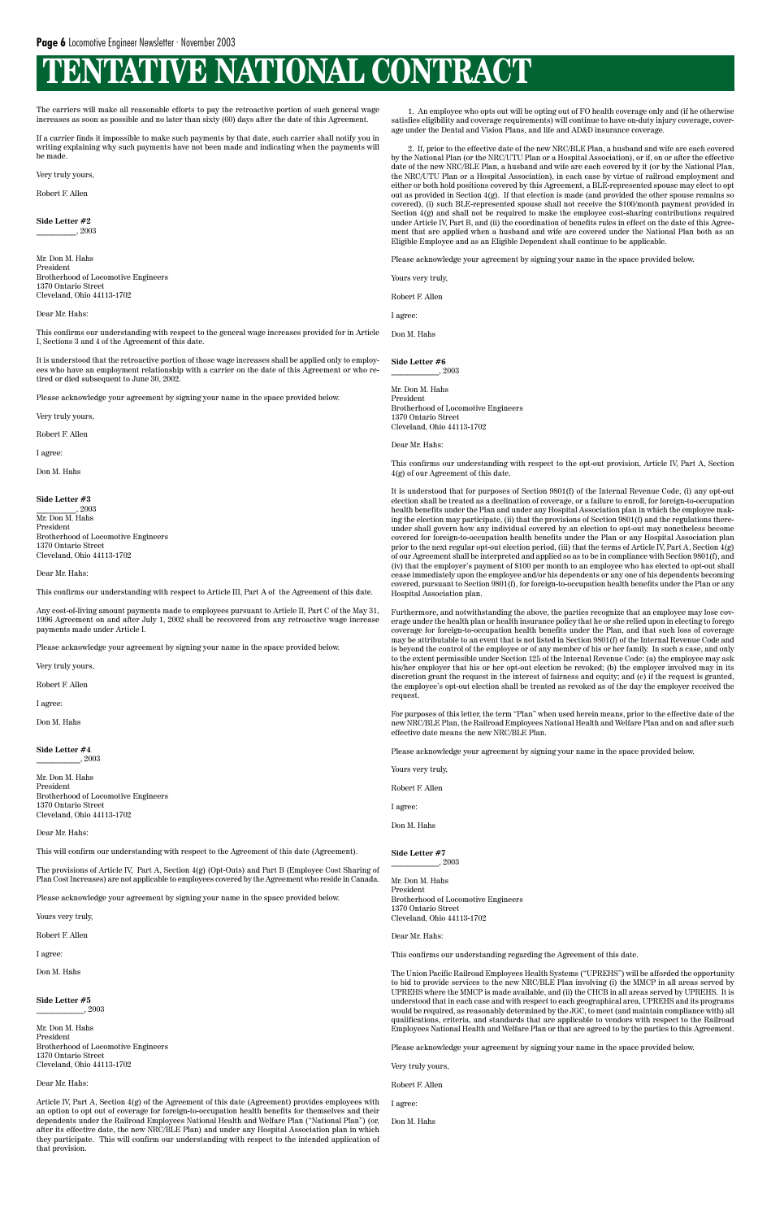# TENTATIVE NATIONAL CONTRACT

The carriers will make all reasonable efforts to pay the retroactive portion of such general wage increases as soon as possible and no later than sixty (60) days after the date of this Agreement.

If a carrier finds it impossible to make such payments by that date, such carrier shall notify you in writing explaining why such payments have not been made and indicating when the payments will be made.

Very truly yours,

Robert F. Allen

**Side Letter #2**
__________, 2003

Mr. Don M. Hahs
President
Brotherhood of Locomotive Engineers
1370 Ontario Street
Cleveland, Ohio 44113-1702

Dear Mr. Hahs:

This confirms our understanding with respect to the general wage increases provided for in Article I, Sections 3 and 4 of the Agreement of this date.

It is understood that the retroactive portion of those wage increases shall be applied only to employees who have an employment relationship with a carrier on the date of this Agreement or who retired or died subsequent to June 30, 2002.

Please acknowledge your agreement by signing your name in the space provided below.

Very truly yours,

Robert F. Allen

I agree:

Don M. Hahs

**Side Letter #3**
__________, 2003
Mr. Don M. Hahs
President
Brotherhood of Locomotive Engineers
1370 Ontario Street
Cleveland, Ohio 44113-1702

Dear Mr. Hahs:

This confirms our understanding with respect to Article III, Part A of the Agreement of this date.

Any cost-of-living amount payments made to employees pursuant to Article II, Part C of the May 31, 1996 Agreement on and after July 1, 2002 shall be recovered from any retroactive wage increase payments made under Article I.

Please acknowledge your agreement by signing your name in the space provided below.

Very truly yours,

Robert F. Allen

I agree:

Don M. Hahs

**Side Letter #4**
___________, 2003

Mr. Don M. Hahs
President
Brotherhood of Locomotive Engineers
1370 Ontario Street
Cleveland, Ohio 44113-1702

Dear Mr. Hahs:

This will confirm our understanding with respect to the Agreement of this date (Agreement).

The provisions of Article IV, Part A, Section 4(g) (Opt-Outs) and Part B (Employee Cost Sharing of Plan Cost Increases) are not applicable to employees covered by the Agreement who reside in Canada.

Please acknowledge your agreement by signing your name in the space provided below.

Yours very truly,

Robert F. Allen

I agree:

Don M. Hahs

**Side Letter #5**
____________, 2003

Mr. Don M. Hahs
President
Brotherhood of Locomotive Engineers
1370 Ontario Street
Cleveland, Ohio 44113-1702

Dear Mr. Hahs:

Article IV, Part A, Section 4(g) of the Agreement of this date (Agreement) provides employees with an option to opt out of coverage for foreign-to-occupation health benefits for themselves and their dependents under the Railroad Employees National Health and Welfare Plan ("National Plan") (or, after its effective date, the new NRC/BLE Plan) and under any Hospital Association plan in which they participate. This will confirm our understanding with respect to the intended application of that provision.

1. An employee who opts out will be opting out of FO health coverage only and (if he otherwise satisfies eligibility and coverage requirements) will continue to have on-duty injury coverage, coverage under the Dental and Vision Plans, and life and AD&D insurance coverage.

2. If, prior to the effective date of the new NRC/BLE Plan, a husband and wife are each covered by the National Plan (or the NRC/UTU Plan or a Hospital Association), or if, on or after the effective date of the new NRC/BLE Plan, a husband and wife are each covered by it (or by the National Plan, the NRC/UTU Plan or a Hospital Association), in each case by virtue of railroad employment and either or both hold positions covered by this Agreement, a BLE-represented spouse may elect to opt out as provided in Section 4(g). If that election is made (and provided the other spouse remains so covered), (i) such BLE-represented spouse shall not receive the $100/month payment provided in Section 4(g) and shall not be required to make the employee cost-sharing contributions required under Article IV, Part B, and (ii) the coordination of benefits rules in effect on the date of this Agreement that are applied when a husband and wife are covered under the National Plan both as an Eligible Employee and as an Eligible Dependent shall continue to be applicable.

Please acknowledge your agreement by signing your name in the space provided below.

Yours very truly,

Robert F. Allen

I agree:

Don M. Hahs

**Side Letter #6**
____________, 2003

Mr. Don M. Hahs
President
Brotherhood of Locomotive Engineers
1370 Ontario Street
Cleveland, Ohio 44113-1702

Dear Mr. Hahs:

This confirms our understanding with respect to the opt-out provision, Article IV, Part A, Section 4(g) of our Agreement of this date.

It is understood that for purposes of Section 9801(f) of the Internal Revenue Code, (i) any opt-out election shall be treated as a declination of coverage, or a failure to enroll, for foreign-to-occupation health benefits under the Plan and under any Hospital Association plan in which the employee making the election may participate, (ii) that the provisions of Section 9801(f) and the regulations thereunder shall govern how any individual covered by an election to opt-out may nonetheless become covered for foreign-to-occupation health benefits under the Plan or any Hospital Association plan prior to the next regular opt-out election period, (iii) that the terms of Article IV, Part A, Section 4(g) of our Agreement shall be interpreted and applied so as to be in compliance with Section 9801(f), and (iv) that the employer's payment of $100 per month to an employee who has elected to opt-out shall cease immediately upon the employee and/or his dependents or any one of his dependents becoming covered, pursuant to Section 9801(f), for foreign-to-occupation health benefits under the Plan or any Hospital Association plan.

Furthermore, and notwithstanding the above, the parties recognize that an employee may lose coverage under the health plan or health insurance policy that he or she relied upon in electing to forego coverage for foreign-to-occupation health benefits under the Plan, and that such loss of coverage may be attributable to an event that is not listed in Section 9801(f) of the Internal Revenue Code and is beyond the control of the employee or of any member of his or her family. In such a case, and only to the extent permissible under Section 125 of the Internal Revenue Code: (a) the employee may ask his/her employer that his or her opt-out election be revoked; (b) the employer involved may in its discretion grant the request in the interest of fairness and equity; and (c) if the request is granted, the employee's opt-out election shall be treated as revoked as of the day the employer received the request.

For purposes of this letter, the term "Plan" when used herein means, prior to the effective date of the new NRC/BLE Plan, the Railroad Employees National Health and Welfare Plan and on and after such effective date means the new NRC/BLE Plan.

Please acknowledge your agreement by signing your name in the space provided below.

Yours very truly,

Robert F. Allen

I agree:

Don M. Hahs

**Side Letter #7**
____________, 2003

Mr. Don M. Hahs
President
Brotherhood of Locomotive Engineers
1370 Ontario Street
Cleveland, Ohio 44113-1702

Dear Mr. Hahs:

This confirms our understanding regarding the Agreement of this date.

The Union Pacific Railroad Employees Health Systems ("UPREHS") will be afforded the opportunity to bid to provide services to the new NRC/BLE Plan involving (i) the MMCP in all areas served by UPREHS where the MMCP is made available, and (ii) the CHCB in all areas served by UPREHS. It is understood that in each case and with respect to each geographical area, UPREHS and its programs would be required, as reasonably determined by the JGC, to meet (and maintain compliance with) all qualifications, criteria, and standards that are applicable to vendors with respect to the Railroad Employees National Health and Welfare Plan or that are agreed to by the parties to this Agreement.

Please acknowledge your agreement by signing your name in the space provided below.

Very truly yours,

Robert F. Allen

I agree:

Don M. Hahs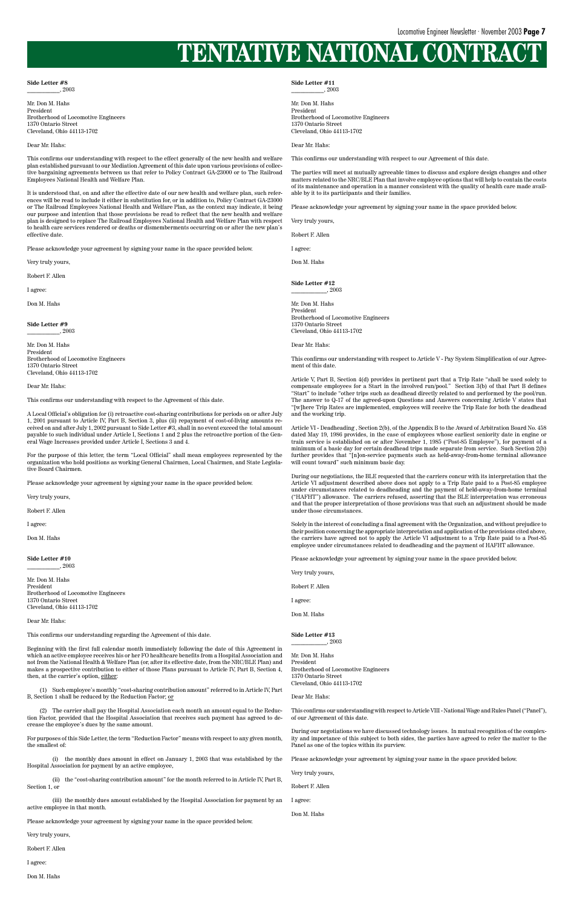# TENTATIVE NATIONAL CONTRACT

**Side Letter #8**
___________, 2003

Mr. Don M. Hahs
President
Brotherhood of Locomotive Engineers
1370 Ontario Street
Cleveland, Ohio 44113-1702

Dear Mr. Hahs:

This confirms our understanding with respect to the effect generally of the new health and welfare plan established pursuant to our Mediation Agreement of this date upon various provisions of collective bargaining agreements between us that refer to Policy Contract GA-23000 or to The Railroad Employees National Health and Welfare Plan.

It is understood that, on and after the effective date of our new health and welfare plan, such references will be read to include it either in substitution for, or in addition to, Policy Contract GA-23000 or The Railroad Employees National Health and Welfare Plan, as the context may indicate, it being our purpose and intention that those provisions be read to reflect that the new health and welfare plan is designed to replace The Railroad Employees National Health and Welfare Plan with respect to health care services rendered or deaths or dismemberments occurring on or after the new plan's effective date.

Please acknowledge your agreement by signing your name in the space provided below.

Very truly yours,

Robert F. Allen

I agree:

Don M. Hahs

**Side Letter #9**
___________, 2003

Mr. Don M. Hahs
President
Brotherhood of Locomotive Engineers
1370 Ontario Street
Cleveland, Ohio 44113-1702

Dear Mr. Hahs:

This confirms our understanding with respect to the Agreement of this date.

A Local Official's obligation for (i) retroactive cost-sharing contributions for periods on or after July 1, 2001 pursuant to Article IV, Part B, Section 3, plus (ii) repayment of cost-of-living amounts received on and after July 1, 2002 pursuant to Side Letter #3, shall in no event exceed the total amount payable to such individual under Article I, Sections 1 and 2 plus the retroactive portion of the General Wage Increases provided under Article I, Sections 3 and 4.

For the purpose of this letter, the term "Local Official" shall mean employees represented by the organization who hold positions as working General Chairmen, Local Chairmen, and State Legislative Board Chairmen.

Please acknowledge your agreement by signing your name in the space provided below.

Very truly yours,

Robert F. Allen

I agree:

Don M. Hahs

**Side Letter #10**
___________, 2003

Mr. Don M. Hahs
President
Brotherhood of Locomotive Engineers
1370 Ontario Street
Cleveland, Ohio 44113-1702

Dear Mr. Hahs:

This confirms our understanding regarding the Agreement of this date.

Beginning with the first full calendar month immediately following the date of this Agreement in which an active employee receives his or her FO healthcare benefits from a Hospital Association and not from the National Health & Welfare Plan (or, after its effective date, from the NRC/BLE Plan) and makes a prospective contribution to either of those Plans pursuant to Article IV, Part B, Section 4, then, at the carrier's option, either:

(1) Such employee's monthly "cost-sharing contribution amount" referred to in Article IV, Part B, Section 1 shall be reduced by the Reduction Factor; or

(2) The carrier shall pay the Hospital Association each month an amount equal to the Reduction Factor, provided that the Hospital Association that receives such payment has agreed to decrease the employee's dues by the same amount.

For purposes of this Side Letter, the term "Reduction Factor" means with respect to any given month, the smallest of:

(i) the monthly dues amount in effect on January 1, 2003 that was established by the Hospital Association for payment by an active employee,

(ii) the "cost-sharing contribution amount" for the month referred to in Article IV, Part B, Section 1, or

(iii) the monthly dues amount established by the Hospital Association for payment by an active employee in that month.

Please acknowledge your agreement by signing your name in the space provided below.

Very truly yours,

Robert F. Allen

I agree:

Don M. Hahs

**Side Letter #11**
___________, 2003

Mr. Don M. Hahs
President
Brotherhood of Locomotive Engineers
1370 Ontario Street
Cleveland, Ohio 44113-1702

Dear Mr. Hahs:

This confirms our understanding with respect to our Agreement of this date.

The parties will meet at mutually agreeable times to discuss and explore design changes and other matters related to the NRC/BLE Plan that involve employee options that will help to contain the costs of its maintenance and operation in a manner consistent with the quality of health care made available by it to its participants and their families.

Please acknowledge your agreement by signing your name in the space provided below.

Very truly yours,

Robert F. Allen

I agree:

Don M. Hahs

**Side Letter #12**
___________, 2003

Mr. Don M. Hahs
President
Brotherhood of Locomotive Engineers
1370 Ontario Street
Cleveland, Ohio 44113-1702

Dear Mr. Hahs:

This confirms our understanding with respect to Article V - Pay System Simplification of our Agreement of this date.

Article V, Part B, Section 4(d) provides in pertinent part that a Trip Rate "shall be used solely to compensate employees for a Start in the involved run/pool." Section 3(b) of that Part B defines "Start" to include "other trips such as deadhead directly related to and performed by the pool/run. The answer to Q-17 of the agreed-upon Questions and Answers concerning Article V states that "[w]here Trip Rates are implemented, employees will receive the Trip Rate for both the deadhead and the working trip.

Article VI - Deadheading , Section 2(b), of the Appendix B to the Award of Arbitration Board No. 458 dated May 19, 1986 provides, in the case of employees whose earliest seniority date in engine or train service is established on or after November 1, 1985 ("Post-85 Employee"), for payment of a minimum of a basic day for certain deadhead trips made separate from service. Such Section 2(b) further provides that "[n]on-service payments such as held-away-from-home terminal allowance will count toward" such minimum basic day.

During our negotiations, the BLE requested that the carriers concur with its interpretation that the Article VI adjustment described above does not apply to a Trip Rate paid to a Post-85 employee under circumstances related to deadheading and the payment of held-away-from-home terminal ("HAFHT") allowance. The carriers refused, asserting that the BLE interpretation was erroneous and that the proper interpretation of those provisions was that such an adjustment should be made under those circumstances.

Solely in the interest of concluding a final agreement with the Organization, and without prejudice to their position concerning the appropriate interpretation and application of the provisions cited above, the carriers have agreed not to apply the Article VI adjustment to a Trip Rate paid to a Post-85 employee under circumstances related to deadheading and the payment of HAFHT allowance.

Please acknowledge your agreement by signing your name in the space provided below.

Very truly yours,

Robert F. Allen

I agree:

Don M. Hahs

**Side Letter #13**
___________, 2003

Mr. Don M. Hahs
President
Brotherhood of Locomotive Engineers
1370 Ontario Street
Cleveland, Ohio 44113-1702

Dear Mr. Hahs:

This confirms our understanding with respect to Article VIII - National Wage and Rules Panel ("Panel"), of our Agreement of this date.

During our negotiations we have discussed technology issues. In mutual recognition of the complexity and importance of this subject to both sides, the parties have agreed to refer the matter to the Panel as one of the topics within its purview.

Please acknowledge your agreement by signing your name in the space provided below.

Very truly yours,

Robert F. Allen

I agree:

Don M. Hahs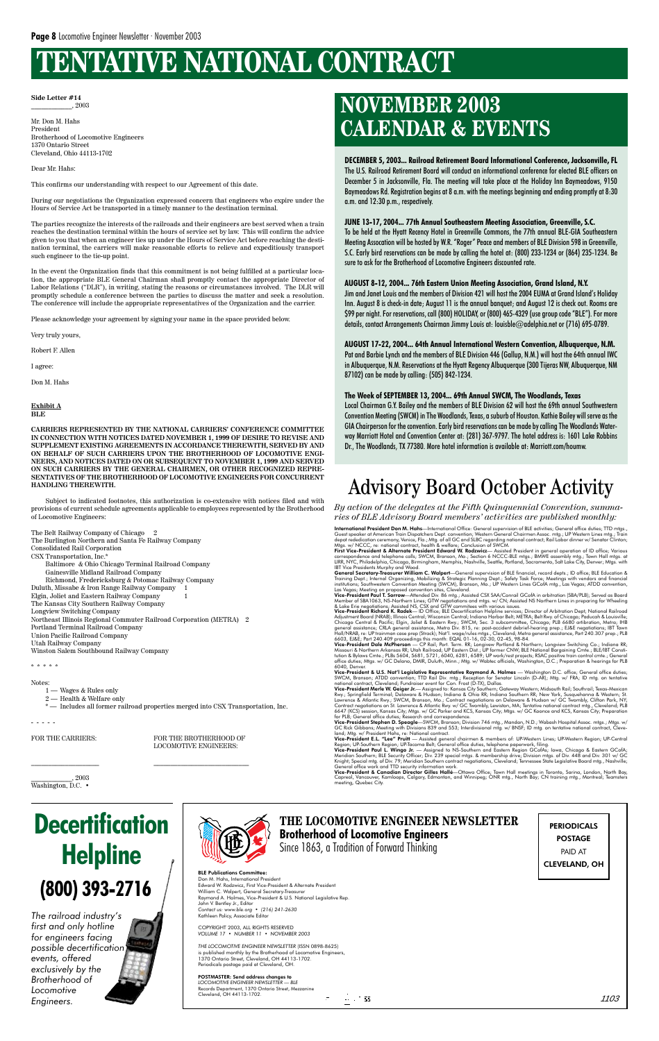# TENTATIVE NATIONAL CONTRACT

**Side Letter #14**
\_\_\_\_\_\_\_\_\_\_\_\_, 2003

Mr. Don M. Hahs
President
Brotherhood of Locomotive Engineers
1370 Ontario Street
Cleveland, Ohio 44113-1702

Dear Mr. Hahs:

This confirms our understanding with respect to our Agreement of this date.

During our negotiations the Organization expressed concern that engineers who expire under the Hours of Service Act be transported in a timely manner to the destination terminal.

The parties recognize the interests of the railroads and their engineers are best served when a train reaches the destination terminal within the hours of service set by law. This will confirm the advice given to you that when an engineer ties up under the Hours of Service Act before reaching the destination terminal, the carriers will make reasonable efforts to relieve and expeditiously transport such engineer to the tie-up point.

In the event the Organization finds that this commitment is not being fulfilled at a particular location, the appropriate BLE General Chairman shall promptly contact the appropriate Director of Labor Relations ("DLR"), in writing, stating the reasons or circumstances involved. The DLR will promptly schedule a conference between the parties to discuss the matter and seek a resolution. The conference will include the appropriate representatives of the Organization and the carrier.

Please acknowledge your agreement by signing your name in the space provided below.

Very truly yours,

Robert F. Allen

I agree:

Don M. Hahs

**Exhibit A**
**BLE**

**CARRIERS REPRESENTED BY THE NATIONAL CARRIERS' CONFERENCE COMMITTEE IN CONNECTION WITH NOTICES DATED NOVEMBER 1, 1999 OF DESIRE TO REVISE AND SUPPLEMENT EXISTING AGREEMENTS IN ACCORDANCE THEREWITH, SERVED BY AND ON BEHALF OF SUCH CARRIERS UPON THE BROTHERHOOD OF LOCOMOTIVE ENGINEERS, AND NOTICES DATED ON OR SUBSEQUENT TO NOVEMBER 1, 1999 AND SERVED ON SUCH CARRIERS BY THE GENERAL CHAIRMEN, OR OTHER RECOGNIZED REPRESENTATIVES OF THE BROTHERHOOD OF LOCOMOTIVE ENGINEERS FOR CONCURRENT HANDLING THEREWITH.**

Subject to indicated footnotes, this authorization is co-extensive with notices filed and with provisions of current schedule agreements applicable to employees represented by the Brotherhood of Locomotive Engineers:

The Belt Railway Company of Chicago 2
The Burlington Northern and Santa Fe Railway Company
Consolidated Rail Corporation
CSX Transportation, Inc.*
 Baltimore & Ohio Chicago Terminal Railroad Company
 Gainesville Midland Railroad Company
 Richmond, Fredericksburg & Potomac Railway Company
Duluth, Missabe & Iron Range Railway Company 1
Elgin, Joliet and Eastern Railway Company 1
The Kansas City Southern Railway Company
Longview Switching Company
Northeast Illinois Regional Commuter Railroad Corporation (METRA) 2
Portland Terminal Railroad Company
Union Pacific Railroad Company
Utah Railway Company
Winston Salem Southbound Railway Company

\* \* \* \* \*

Notes:
1 — Wages & Rules only
2 — Health & Welfare only
\* — Includes all former railroad properties merged into CSX Transportation, Inc.

\- - - - -

FOR THE CARRIERS: FOR THE BROTHERHOOD OF LOCOMOTIVE ENGINEERS:

\_\_\_\_\_\_\_\_\_\_\_\_, 2003
Washington, D.C. •

# NOVEMBER 2003 CALENDAR & EVENTS

**DECEMBER 5, 2003... Railroad Retirement Board Informational Conference, Jacksonville, FL**
The U.S. Railroad Retirement Board will conduct an informational conference for elected BLE officers on December 5 in Jacksonville, Fla. The meeting will take place at the Holiday Inn Baymeadows, 9150 Baymeadows Rd. Registration begins at 8 a.m. with the meetings beginning and ending promptly at 8:30 a.m. and 12:30 p.m., respectively.

**JUNE 13-17, 2004... 77th Annual Southeastern Meeting Association, Greenville, S.C.**
To be held at the Hyatt Regency Hotel in Greenville Commons, the 77th annual BLE-GIA Southeastern Meeting Assocation will be hosted by W.R. "Roger" Peace and members of BLE Division 598 in Greenville, S.C. Early bird reservations can be made by calling the hotel at: (800) 233-1234 or (864) 235-1234. Be sure to ask for the Brotherhood of Locomotive Engineers discounted rate.

**AUGUST 8-12, 2004... 76th Eastern Union Meeting Association, Grand Island, N.Y.**
Jim and Janet Louis and the members of Division 421 will host the 2004 EUMA at Grand Island's Holiday Inn. August 8 is check-in date; August 11 is the annual banquet; and August 12 is check out. Rooms are $99 per night. For reservations, call (800) HOLIDAY, or (800) 465-4329 (use group code "BLE"). For more details, contact Arrangements Chairman Jimmy Louis at: louisble@adelphia.net or (716) 695-0789.

**AUGUST 17-22, 2004... 64th Annual International Western Convention, Albuquerque, N.M.**
Pat and Barbie Lynch and the members of BLE Division 446 (Gallup, N.M.) will host the 64th annual IWC in Albuquerque, N.M. Reservations at the Hyatt Regency Albuquerque (300 Tijeras NW, Albuquerque, NM 87102) can be made by calling: (505) 842-1234.

**The Week of SEPTEMBER 13, 2004... 69th Annual SWCM, The Woodlands, Texas**
Local Chairman G.Y. Bailey and the members of BLE Division 62 will host the 69th annual Southwestern Convention Meeting (SWCM) in The Woodlands, Texas, a suburb of Houston. Kathie Bailey will serve as the GIA Chairperson for the convention. Early bird reservations can be made by calling The Woodlands Waterway Marriott Hotel and Convention Center at: (281) 367-9797. The hotel address is: 1601 Lake Robbins Dr., The Woodlands, TX 77380. More hotel information is available at: Marriott.com/houmw.

# Advisory Board October Activity

*By action of the delegates at the Fifth Quinquennial Convention, summaries of BLE Advisory Board members' activities are published monthly:*

**International President Don M. Hahs**—International Office: General supervision of BLE activities; General office duties; TTD mtgs., Guest speaker at American Train Dispatchers Dept. convention; Western General Chairmen Assoc. mtg.; UP Western Lines mtg.; Train depot rededication ceremony, Venice, Fla.; Mtg. of all GC and SLBC regarding national contract; Rail Labor dinner w/ Senator Clinton; Mtgs. w/ NCCC, re: national contract, health & welfare; Conclusion of SWCM.

**First Vice-President & Alternate President Edward W. Rodzwicz**— Assisted President in general operation of ID office; Various correspondence and telephone calls; SWCM, Branson, Mo.; Section 6 NCCC-BLE mtgs.; BMWE assembly mtg.; Town Hall mtgs. at LIRR, NYC, Philadelphia, Chicago, Birmingham, Memphis, Nashville, Seattle, Portland, Sacramento, Salt Lake City, Denver; Mtgs. with IBT Vice Presidents Murphy and Wood.

**General Secretary-Treasurer William C. Walpert**—General supervision of BLE financial, record depts.; ID office; BLE Education & Training Dept.; Internal Organizing, Mobilizing & Strategic Planning Dept.; Safety Task Force; Meetings with vendors and financial institutions; Southwestern Convention Meeting (SWCM), Branson, Mo.; UP Western Lines GCofA mtg., Las Vegas; ATDD convention, Las Vegas; Meeting on proposed convention sites, Cleveland.

**Vice-President Paul T. Sorrow**—Attended Div. 86 mtg.; Assisted CSX SAA/Conrail GCofA in arbitration (SBA/PLB); Served as Board Member of SBA1063, NS-Northern Lines; GTW negotiations and mtgs. w/ CN; Assisted NS Northern Lines in preparing for Wheeling & Lake Erie negotiations; Assisted NS, CSX and GTW commitees with various issues.

**Vice-President Richard K. Radek**— ID Office; BLE Decertification Helpline services; Director of Arbitration Dept; National Railroad Adjustment Board (NRAB); Illinois Central; Wisconsin Central; Indiana Harbor Belt; METRA; Belt Rwy. of Chicago; Paducah & Louisville; Chicago Central & Pacific; Elgin, Joliet & Eastern Rwy.; SWCM; Sec. 3 subcommittee, Chicago; PLB 6680 arbitration; Metra; IHB general assistance; CRLA general assistance, Metra Div. 815, re: post-accident debrief-hearing prep.; EJ&E negotiations; IBT Town Hall/NRAB, re: UP trainman case prep (Strack); Nat'l. wage/rules mtgs., Cleveland, Metra general assistance, Part 240.307 prep.; PLB 6603, EJ&E; Part 240.409 proceedings this month: EQAL 01-16, 02-30, 02-45, 98-84.

**Vice-President Dale McPherson** — CP Rail; Port. Term. RR; Longview Portland & Northern; Longview Switching Co.; Indiana RR; Missouri & Northern Arkansas RR; Utah Railroad; UP Eastern Dist.; UP former CNW; BLE National Bargaining Cmte.; BLE/IBT Constitution & Bylaws Cmte.; PLBs 5604, 5681, 5721, 6040, 6281, 6589; UP work/rest projects; RSAC positive train control cmte.; General office duties; Mtgs. w/ GC Delano, DMIR, Duluth, Minn.; Mtg. w/ Wabtec officials, Washington, D.C.; Preparation & hearings for PLB 6040, Denver.

**Vice-President & U.S. Nat'l Legislative Representative Raymond A. Holmes** — Washington D.C. office; General office duties; SWCM, Branson; ATDD convention; TTD Rail Div. mtg.; Reception for Senator Lincoln (D-AR); Mtg. w/ FRA; ID mtg. on tentative national contract, Cleveland; Fundraiser event for Con. Frost (D-TX), Dallas.

**Vice-President Merle W. Geiger Jr.**— Assigned to: Kansas City Southern; Gateway Western; Midsouth Rail; Southrail; Texas-Mexican Rwy.; Springfield Terminal; Delaware & Hudson; Indiana & Ohio RR; Indiana Southern RR, New York, Susquehanna & Western; St. Lawrence & Atlantic Rwy.; SWCM, Branson, Mo.; Contract negotiations on Delaware & Hudson w/ GC Twombly, Lewiston, MA; Tentative national contract mtg.; Cleveland; PLB 6647 (KCS) session, Kansas City; Mtgs. w/ GC Parker and KCS, Kansas City; Mtgs. w/ GC Koonce and KCS, Kansas City; Preparation for PLB; General office duties; Research and correspondence.

**Vice-President Stephen D. Speagle**—SWCM, Branson; Division 746 mtg., Mandan, N.D.; Wabash Hospital Assoc. mtgs.; Mtgs. w/ GC Rick Gibbons; Meeting with Divisions 839 and 553; Interdivisional mtg. w/ BNSF; ID mtg. on tentative national contract, Cleveland; Mtg. w/ President Hahs, re: National contract.

**Vice-President E.L. "Lee" Pruitt** — Assisted general chairmen & members of: UP-Western Lines; UP-Western Region; UP-Central Region; UP-Southern Region; UP-Tacoma Belt; General office duties, telephone paperwork, filing.

**Vice-President Paul L. Wingo Jr.** — Assigned to NS-Southern and Eastern Region GCofAs; Iowa, Chicago & Eastern GCofA; Meridian Southern; BLE Security Officer; Div. 239 special mtgs. & membership drive; Division mtgs. of Div. 448 and Div. 301 w/ GC Knight; Special mtg. of Div. 79; Meridian Southern contract negotiations, Cleveland; Tennessee State Legislative Board mtg., Nashville; General office work and TTD security information work.

**Vice-President & Canadian Director Gilles Hallé**—Ottawa Office; Town Hall meetings in Toronto, Sarina, London, North Bay, Capreol, Vancouver, Kamloops, Calgary, Edmonton, and Winnipeg; ONR mtg., North Bay; CN training mtg., Montreal; Teamsters meeting, Quebec City.

# Decertification Helpline

## (800) 393-2716

*The railroad industry's first and only hotline for engineers facing possible decertification events, offered exclusively by the Brotherhood of Locomotive Engineers.*

## THE LOCOMOTIVE ENGINEER NEWSLETTER
**Brotherhood of Locomotive Engineers**
Since 1863, a Tradition of Forward Thinking

**BLE Publications Committee:**
Don M. Hahs, International President
Edward W. Rodzwicz, First Vice-President & Alternate President
William C. Walpert, General Secretary-Treasurer
Raymond A. Holmes, Vice-President & U.S. National Legislative Rep.
John V. Bentley Jr., Editor
*Contact us: www.ble.org • (216) 241-2630*
Kathleen Policy, Associate Editor

COPYRIGHT 2003, ALL RIGHTS RESERVED
*VOLUME 17 • NUMBER 11 • NOVEMBER 2003*

*THE LOCOMOTIVE ENGINEER NEWSLETTER* (ISSN 0898-8625) is published monthly by the Brotherhood of Locomotive Engineers, 1370 Ontario Street, Cleveland, OH 44113-1702. Periodicals postage paid at Cleveland, OH.

**POSTMASTER: Send address changes to** *LOCOMOTIVE ENGINEER NEWSLETTER — BLE* Records Department, 1370 Ontario Street, Mezzanine Cleveland, OH 44113-1702.

**PERIODICALS POSTAGE PAID AT CLEVELAND, OH**